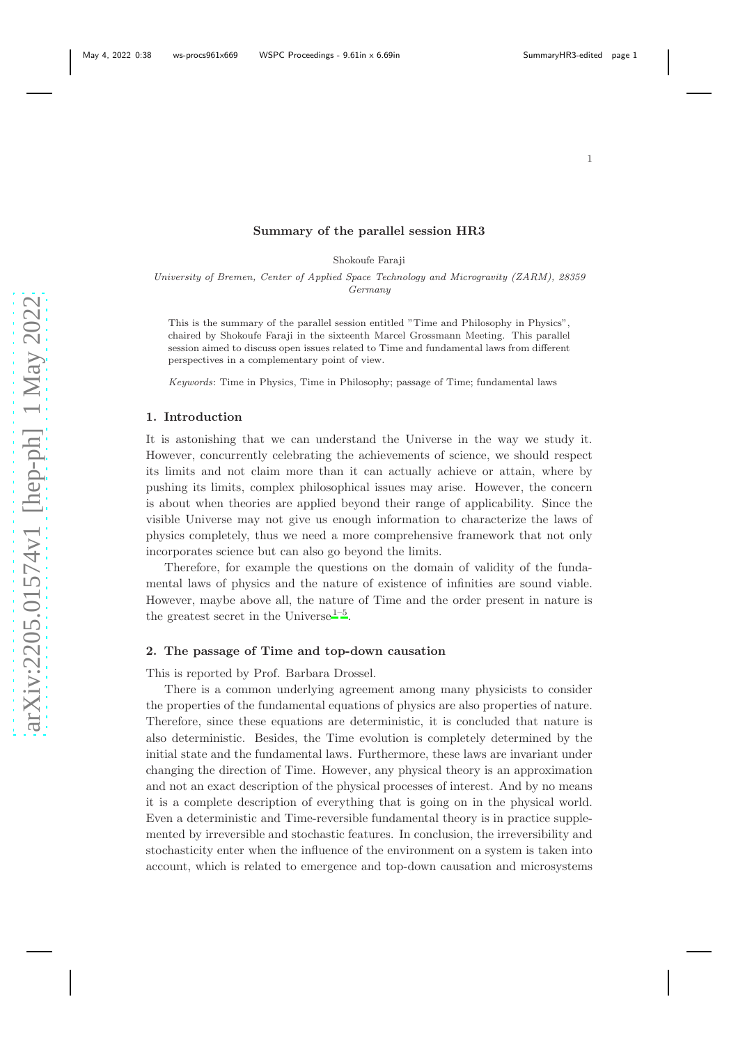# Summary of the parallel session HR3

Shokoufe Faraji

*University of Bremen, Center of Applied Space Technology and Microgravity (ZARM), 28359 Germany*

This is the summary of the parallel session entitled "Time and Philosophy in Physics", chaired by Shokoufe Faraji in the sixteenth Marcel Grossmann Meeting. This parallel session aimed to discuss open issues related to Time and fundamental laws from different perspectives in a complementary point of view.

*Keywords*: Time in Physics, Time in Philosophy; passage of Time; fundamental laws

## 1. Introduction

It is astonishing that we can understand the Universe in the way we study it. However, concurrently celebrating the achievements of science, we should respect its limits and not claim more than it can actually achieve or attain, where by pushing its limits, complex philosophical issues may arise. However, the concern is about when theories are applied beyond their range of applicability. Since the visible Universe may not give us enough information to characterize the laws of physics completely, thus we need a more comprehensive framework that not only incorporates science but can also go beyond the limits.

Therefore, for example the questions on the domain of validity of the fundamental laws of physics and the nature of existence of infinities are sound viable. However, maybe above all, the nature of Time and the order present in nature is the greatest secret in the Universe[1–5].

## 2. The passage of Time and top-down causation

This is reported by Prof. Barbara Drossel.

There is a common underlying agreement among many physicists to consider the properties of the fundamental equations of physics are also properties of nature. Therefore, since these equations are deterministic, it is concluded that nature is also deterministic. Besides, the Time evolution is completely determined by the initial state and the fundamental laws. Furthermore, these laws are invariant under changing the direction of Time. However, any physical theory is an approximation and not an exact description of the physical processes of interest. And by no means it is a complete description of everything that is going on in the physical world. Even a deterministic and Time-reversible fundamental theory is in practice supplemented by irreversible and stochastic features. In conclusion, the irreversibility and stochasticity enter when the influence of the environment on a system is taken into account, which is related to emergence and top-down causation and microsystems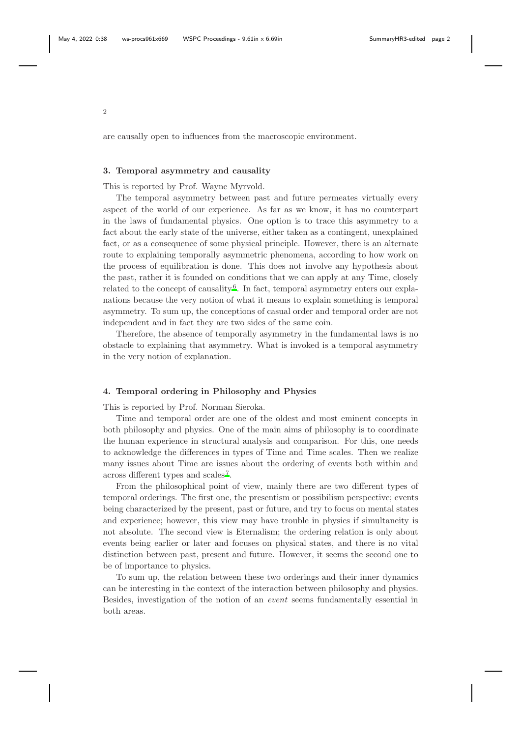are causally open to influences from the macroscopic environment.

## 3. Temporal asymmetry and causality

This is reported by Prof. Wayne Myrvold.

The temporal asymmetry between past and future permeates virtually every aspect of the world of our experience. As far as we know, it has no counterpart in the laws of fundamental physics. One option is to trace this asymmetry to a fact about the early state of the universe, either taken as a contingent, unexplained fact, or as a consequence of some physical principle. However, there is an alternate route to explaining temporally asymmetric phenomena, according to how work on the process of equilibration is done. This does not involve any hypothesis about the past, rather it is founded on conditions that we can apply at any Time, closely related to the concept of causality[6]. In fact, temporal asymmetry enters our explanations because the very notion of what it means to explain something is temporal asymmetry. To sum up, the conceptions of casual order and temporal order are not independent and in fact they are two sides of the same coin.

Therefore, the absence of temporally asymmetry in the fundamental laws is no obstacle to explaining that asymmetry. What is invoked is a temporal asymmetry in the very notion of explanation.

## 4. Temporal ordering in Philosophy and Physics

This is reported by Prof. Norman Sieroka.

Time and temporal order are one of the oldest and most eminent concepts in both philosophy and physics. One of the main aims of philosophy is to coordinate the human experience in structural analysis and comparison. For this, one needs to acknowledge the differences in types of Time and Time scales. Then we realize many issues about Time are issues about the ordering of events both within and across different types and scales[7].

From the philosophical point of view, mainly there are two different types of temporal orderings. The first one, the presentism or possibilism perspective; events being characterized by the present, past or future, and try to focus on mental states and experience; however, this view may have trouble in physics if simultaneity is not absolute. The second view is Eternalism; the ordering relation is only about events being earlier or later and focuses on physical states, and there is no vital distinction between past, present and future. However, it seems the second one to be of importance to physics.

To sum up, the relation between these two orderings and their inner dynamics can be interesting in the context of the interaction between philosophy and physics. Besides, investigation of the notion of an *event* seems fundamentally essential in both areas.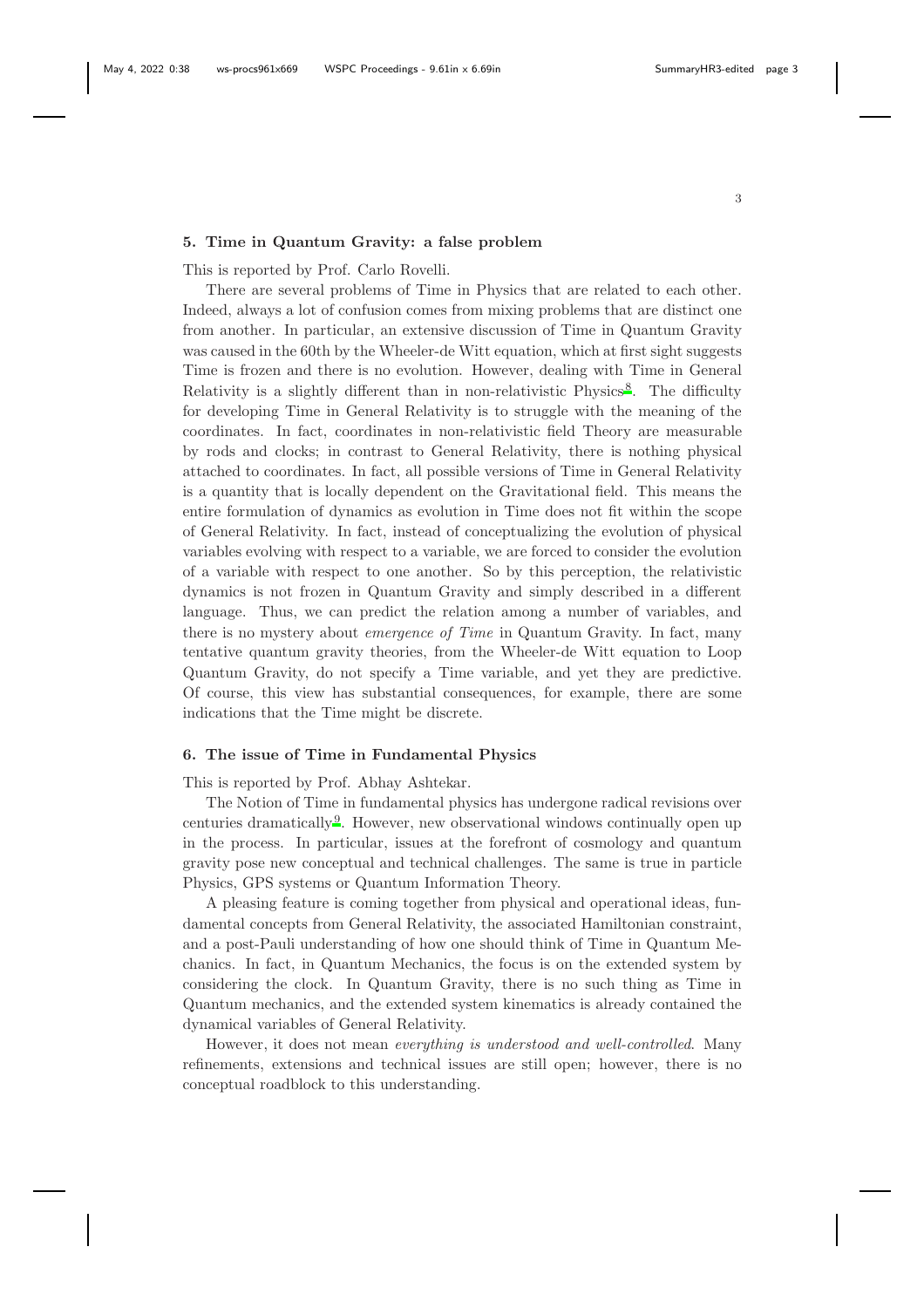## 5. Time in Quantum Gravity: a false problem

This is reported by Prof. Carlo Rovelli.

There are several problems of Time in Physics that are related to each other. Indeed, always a lot of confusion comes from mixing problems that are distinct one from another. In particular, an extensive discussion of Time in Quantum Gravity was caused in the 60th by the Wheeler-de Witt equation, which at first sight suggests Time is frozen and there is no evolution. However, dealing with Time in General Relativity is a slightly different than in non-relativistic Physics[8]. The difficulty for developing Time in General Relativity is to struggle with the meaning of the coordinates. In fact, coordinates in non-relativistic field Theory are measurable by rods and clocks; in contrast to General Relativity, there is nothing physical attached to coordinates. In fact, all possible versions of Time in General Relativity is a quantity that is locally dependent on the Gravitational field. This means the entire formulation of dynamics as evolution in Time does not fit within the scope of General Relativity. In fact, instead of conceptualizing the evolution of physical variables evolving with respect to a variable, we are forced to consider the evolution of a variable with respect to one another. So by this perception, the relativistic dynamics is not frozen in Quantum Gravity and simply described in a different language. Thus, we can predict the relation among a number of variables, and there is no mystery about *emergence of Time* in Quantum Gravity. In fact, many tentative quantum gravity theories, from the Wheeler-de Witt equation to Loop Quantum Gravity, do not specify a Time variable, and yet they are predictive. Of course, this view has substantial consequences, for example, there are some indications that the Time might be discrete.

## 6. The issue of Time in Fundamental Physics

This is reported by Prof. Abhay Ashtekar.

The Notion of Time in fundamental physics has undergone radical revisions over centuries dramatically[9]. However, new observational windows continually open up in the process. In particular, issues at the forefront of cosmology and quantum gravity pose new conceptual and technical challenges. The same is true in particle Physics, GPS systems or Quantum Information Theory.

A pleasing feature is coming together from physical and operational ideas, fundamental concepts from General Relativity, the associated Hamiltonian constraint, and a post-Pauli understanding of how one should think of Time in Quantum Mechanics. In fact, in Quantum Mechanics, the focus is on the extended system by considering the clock. In Quantum Gravity, there is no such thing as Time in Quantum mechanics, and the extended system kinematics is already contained the dynamical variables of General Relativity.

However, it does not mean *everything is understood and well-controlled*. Many refinements, extensions and technical issues are still open; however, there is no conceptual roadblock to this understanding.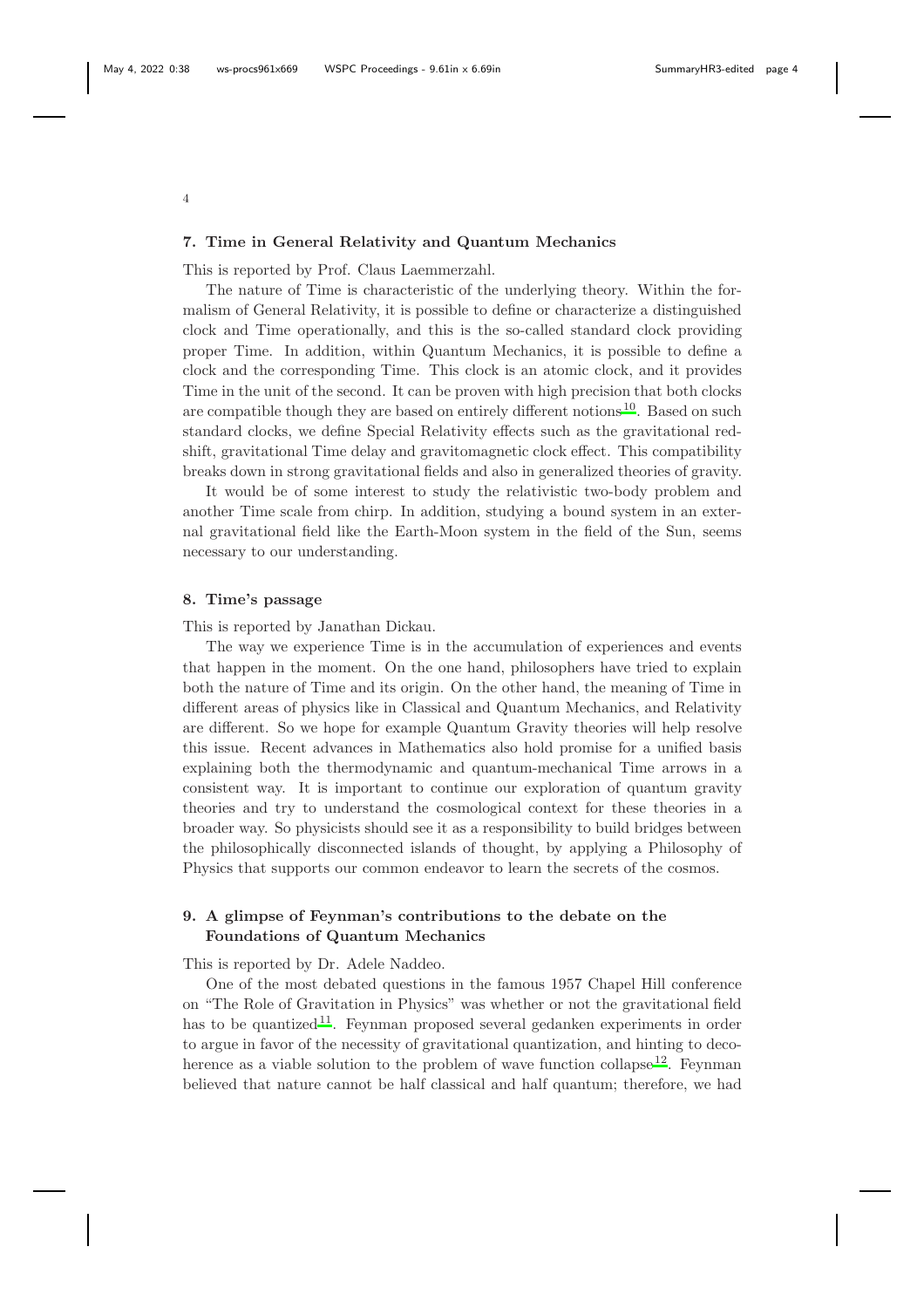## 7. Time in General Relativity and Quantum Mechanics

This is reported by Prof. Claus Laemmerzahl.

The nature of Time is characteristic of the underlying theory. Within the formalism of General Relativity, it is possible to define or characterize a distinguished clock and Time operationally, and this is the so-called standard clock providing proper Time. In addition, within Quantum Mechanics, it is possible to define a clock and the corresponding Time. This clock is an atomic clock, and it provides Time in the unit of the second. It can be proven with high precision that both clocks are compatible though they are based on entirely different notions[10]. Based on such standard clocks, we define Special Relativity effects such as the gravitational redshift, gravitational Time delay and gravitomagnetic clock effect. This compatibility breaks down in strong gravitational fields and also in generalized theories of gravity.

It would be of some interest to study the relativistic two-body problem and another Time scale from chirp. In addition, studying a bound system in an external gravitational field like the Earth-Moon system in the field of the Sun, seems necessary to our understanding.

## 8. Time's passage

This is reported by Janathan Dickau.

The way we experience Time is in the accumulation of experiences and events that happen in the moment. On the one hand, philosophers have tried to explain both the nature of Time and its origin. On the other hand, the meaning of Time in different areas of physics like in Classical and Quantum Mechanics, and Relativity are different. So we hope for example Quantum Gravity theories will help resolve this issue. Recent advances in Mathematics also hold promise for a unified basis explaining both the thermodynamic and quantum-mechanical Time arrows in a consistent way. It is important to continue our exploration of quantum gravity theories and try to understand the cosmological context for these theories in a broader way. So physicists should see it as a responsibility to build bridges between the philosophically disconnected islands of thought, by applying a Philosophy of Physics that supports our common endeavor to learn the secrets of the cosmos.

## 9. A glimpse of Feynman's contributions to the debate on the Foundations of Quantum Mechanics

This is reported by Dr. Adele Naddeo.

One of the most debated questions in the famous 1957 Chapel Hill conference on "The Role of Gravitation in Physics" was whether or not the gravitational field has to be quantized[11]. Feynman proposed several gedanken experiments in order to argue in favor of the necessity of gravitational quantization, and hinting to decoherence as a viable solution to the problem of wave function collapse[12]. Feynman believed that nature cannot be half classical and half quantum; therefore, we had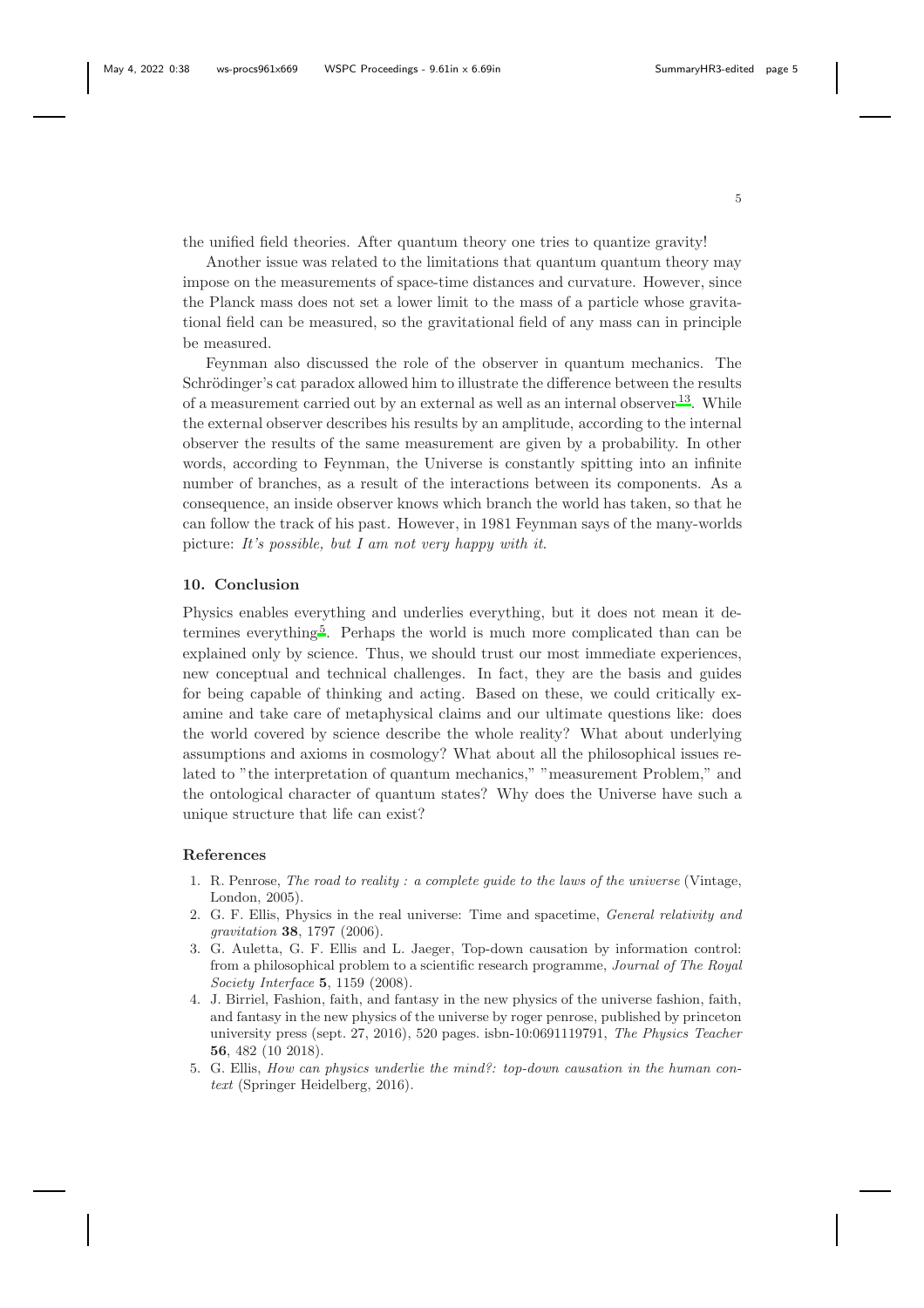the unified field theories. After quantum theory one tries to quantize gravity!

Another issue was related to the limitations that quantum quantum theory may impose on the measurements of space-time distances and curvature. However, since the Planck mass does not set a lower limit to the mass of a particle whose gravitational field can be measured, so the gravitational field of any mass can in principle be measured.

Feynman also discussed the role of the observer in quantum mechanics. The Schrödinger's cat paradox allowed him to illustrate the difference between the results of a measurement carried out by an external as well as an internal observer[13]. While the external observer describes his results by an amplitude, according to the internal observer the results of the same measurement are given by a probability. In other words, according to Feynman, the Universe is constantly spitting into an infinite number of branches, as a result of the interactions between its components. As a consequence, an inside observer knows which branch the world has taken, so that he can follow the track of his past. However, in 1981 Feynman says of the many-worlds picture: *It's possible, but I am not very happy with it.*

## 10. Conclusion

Physics enables everything and underlies everything, but it does not mean it determines everything[5]. Perhaps the world is much more complicated than can be explained only by science. Thus, we should trust our most immediate experiences, new conceptual and technical challenges. In fact, they are the basis and guides for being capable of thinking and acting. Based on these, we could critically examine and take care of metaphysical claims and our ultimate questions like: does the world covered by science describe the whole reality? What about underlying assumptions and axioms in cosmology? What about all the philosophical issues related to "the interpretation of quantum mechanics," "measurement Problem," and the ontological character of quantum states? Why does the Universe have such a unique structure that life can exist?

## References

1. R. Penrose, *The road to reality : a complete guide to the laws of the universe* (Vintage, London, 2005).
2. G. F. Ellis, Physics in the real universe: Time and spacetime, *General relativity and gravitation* **38**, 1797 (2006).
3. G. Auletta, G. F. Ellis and L. Jaeger, Top-down causation by information control: from a philosophical problem to a scientific research programme, *Journal of The Royal Society Interface* **5**, 1159 (2008).
4. J. Birriel, Fashion, faith, and fantasy in the new physics of the universe fashion, faith, and fantasy in the new physics of the universe by roger penrose, published by princeton university press (sept. 27, 2016), 520 pages. isbn-10:0691119791, *The Physics Teacher* **56**, 482 (10 2018).
5. G. Ellis, *How can physics underlie the mind?: top-down causation in the human context* (Springer Heidelberg, 2016).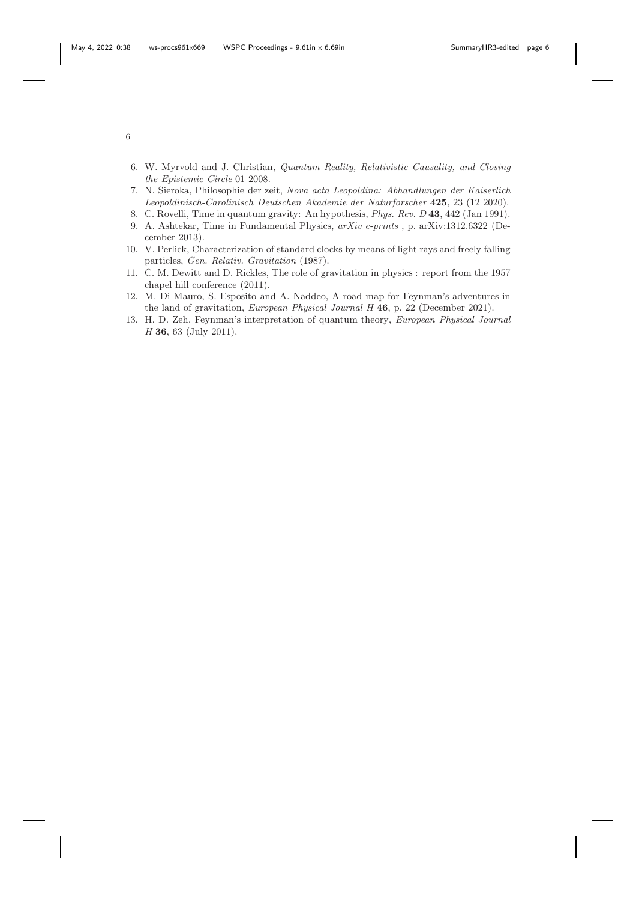6. W. Myrvold and J. Christian, *Quantum Reality, Relativistic Causality, and Closing the Epistemic Circle* 01 2008.
7. N. Sieroka, Philosophie der zeit, *Nova acta Leopoldina: Abhandlungen der Kaiserlich Leopoldinisch-Carolinisch Deutschen Akademie der Naturforscher* **425**, 23 (12 2020).
8. C. Rovelli, Time in quantum gravity: An hypothesis, *Phys. Rev. D* **43**, 442 (Jan 1991).
9. A. Ashtekar, Time in Fundamental Physics, *arXiv e-prints* , p. arXiv:1312.6322 (December 2013).
10. V. Perlick, Characterization of standard clocks by means of light rays and freely falling particles, *Gen. Relativ. Gravitation* (1987).
11. C. M. Dewitt and D. Rickles, The role of gravitation in physics : report from the 1957 chapel hill conference (2011).
12. M. Di Mauro, S. Esposito and A. Naddeo, A road map for Feynman's adventures in the land of gravitation, *European Physical Journal H* **46**, p. 22 (December 2021).
13. H. D. Zeh, Feynman's interpretation of quantum theory, *European Physical Journal H* **36**, 63 (July 2011).